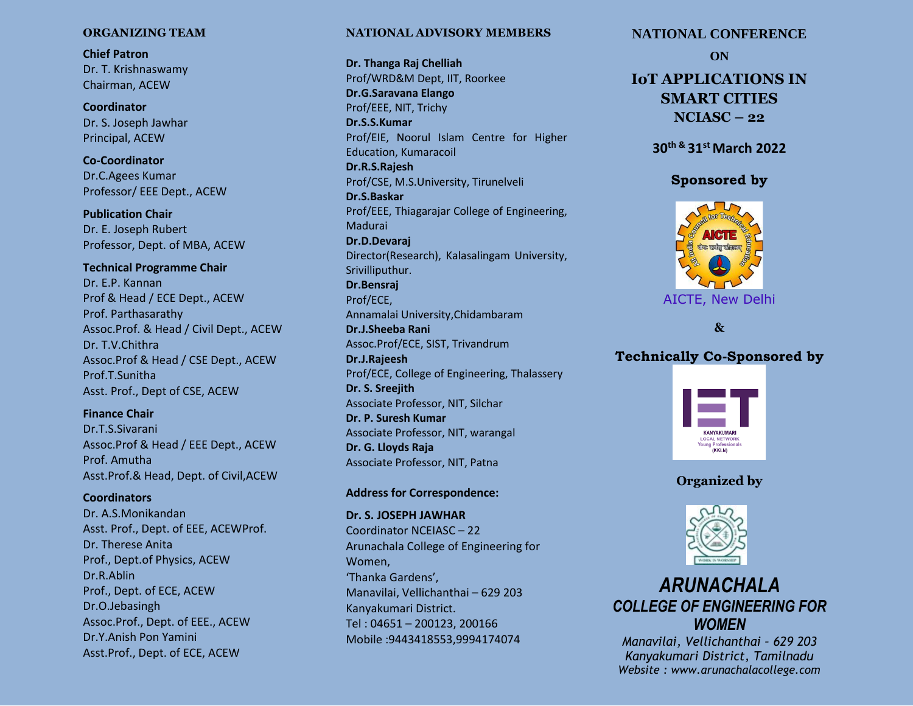## ORGANIZING TEAM

**Chief Patron**
Dr. T. Krishnaswamy
Chairman, ACEW

**Coordinator**
Dr. S. Joseph Jawhar
Principal, ACEW

**Co-Coordinator**
Dr.C.Agees Kumar
Professor/ EEE Dept., ACEW

**Publication Chair**
Dr. E. Joseph Rubert
Professor, Dept. of MBA, ACEW

**Technical Programme Chair**
Dr. E.P. Kannan
Prof & Head / ECE Dept., ACEW
Prof. Parthasarathy
Assoc.Prof. & Head / Civil Dept., ACEW
Dr. T.V.Chithra
Assoc.Prof & Head / CSE Dept., ACEW
Prof.T.Sunitha
Asst. Prof., Dept of CSE, ACEW

**Finance Chair**
Dr.T.S.Sivarani
Assoc.Prof & Head / EEE Dept., ACEW
Prof. Amutha
Asst.Prof.& Head, Dept. of Civil,ACEW

**Coordinators**
Dr. A.S.Monikandan
Asst. Prof., Dept. of EEE, ACEWProf.
Dr. Therese Anita
Prof., Dept.of Physics, ACEW
Dr.R.Ablin
Prof., Dept. of ECE, ACEW
Dr.O.Jebasingh
Assoc.Prof., Dept. of EEE., ACEW
Dr.Y.Anish Pon Yamini
Asst.Prof., Dept. of ECE, ACEW

## NATIONAL ADVISORY MEMBERS

**Dr. Thanga Raj Chelliah**
Prof/WRD&M Dept, IIT, Roorkee
**Dr.G.Saravana Elango**
Prof/EEE, NIT, Trichy
**Dr.S.S.Kumar**
Prof/EIE, Noorul Islam Centre for Higher Education, Kumaracoil
**Dr.R.S.Rajesh**
Prof/CSE, M.S.University, Tirunelveli
**Dr.S.Baskar**
Prof/EEE, Thiagarajar College of Engineering, Madurai
**Dr.D.Devaraj**
Director(Research), Kalasalingam University, Srivilliputhur.
**Dr.Bensraj**
Prof/ECE,
Annamalai University,Chidambaram
**Dr.J.Sheeba Rani**
Assoc.Prof/ECE, SIST, Trivandrum
**Dr.J.Rajeesh**
Prof/ECE, College of Engineering, Thalassery
**Dr. S. Sreejith**
Associate Professor, NIT, Silchar
**Dr. P. Suresh Kumar**
Associate Professor, NIT, warangal
**Dr. G. Lloyds Raja**
Associate Professor, NIT, Patna

**Address for Correspondence:**

**Dr. S. JOSEPH JAWHAR**
Coordinator NCEIASC – 22
Arunachala College of Engineering for Women,
'Thanka Gardens',
Manavilai, Vellichanthai – 629 203
Kanyakumari District.
Tel : 04651 – 200123, 200166
Mobile :9443418553,9994174074

## NATIONAL CONFERENCE

ON

# IoT APPLICATIONS IN SMART CITIES
## NCIASC – 22

**30th & 31st March 2022**

**Sponsored by**

AICTE, New Delhi

&

**Technically Co-Sponsored by**

IET KANYAKUMARI LOCAL NETWORK Young Professionals (KKLN)

**Organized by**

# *ARUNACHALA COLLEGE OF ENGINEERING FOR WOMEN*

*Manavilai, Vellichanthai - 629 203*
*Kanyakumari District, Tamilnadu*
*Website : www.arunachalacollege.com*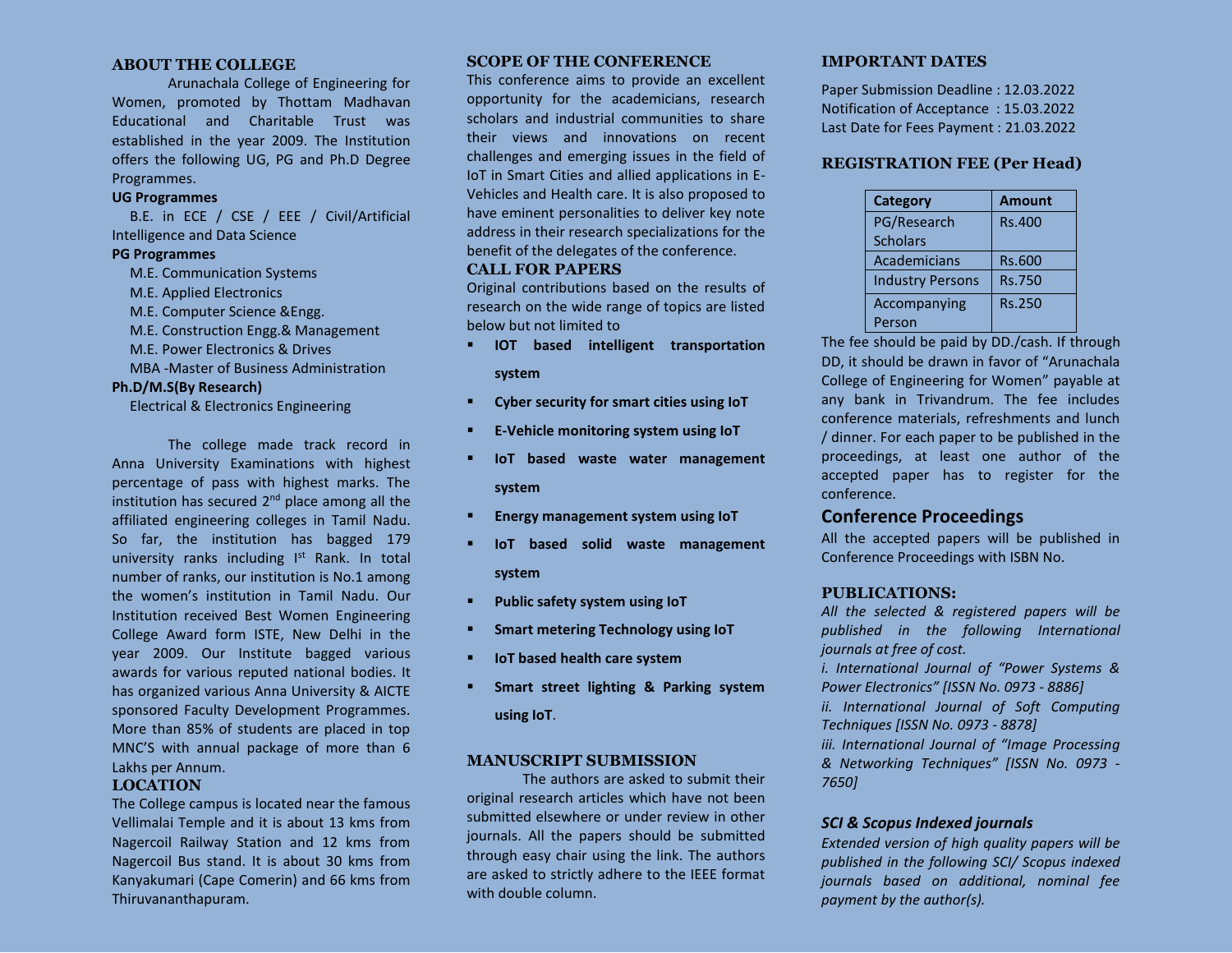## ABOUT THE COLLEGE

Arunachala College of Engineering for Women, promoted by Thottam Madhavan Educational and Charitable Trust was established in the year 2009. The Institution offers the following UG, PG and Ph.D Degree Programmes.

**UG Programmes**

B.E. in ECE / CSE / EEE / Civil/Artificial Intelligence and Data Science

**PG Programmes**

M.E. Communication Systems
M.E. Applied Electronics
M.E. Computer Science &Engg.
M.E. Construction Engg.& Management
M.E. Power Electronics & Drives
MBA -Master of Business Administration

**Ph.D/M.S(By Research)**

Electrical & Electronics Engineering

The college made track record in Anna University Examinations with highest percentage of pass with highest marks. The institution has secured 2nd place among all the affiliated engineering colleges in Tamil Nadu. So far, the institution has bagged 179 university ranks including Ist Rank. In total number of ranks, our institution is No.1 among the women's institution in Tamil Nadu. Our Institution received Best Women Engineering College Award form ISTE, New Delhi in the year 2009. Our Institute bagged various awards for various reputed national bodies. It has organized various Anna University & AICTE sponsored Faculty Development Programmes. More than 85% of students are placed in top MNC'S with annual package of more than 6 Lakhs per Annum.

## LOCATION

The College campus is located near the famous Vellimalai Temple and it is about 13 kms from Nagercoil Railway Station and 12 kms from Nagercoil Bus stand. It is about 30 kms from Kanyakumari (Cape Comerin) and 66 kms from Thiruvananthapuram.

## SCOPE OF THE CONFERENCE

This conference aims to provide an excellent opportunity for the academicians, research scholars and industrial communities to share their views and innovations on recent challenges and emerging issues in the field of IoT in Smart Cities and allied applications in E-Vehicles and Health care. It is also proposed to have eminent personalities to deliver key note address in their research specializations for the benefit of the delegates of the conference.

## CALL FOR PAPERS

Original contributions based on the results of research on the wide range of topics are listed below but not limited to

- **IOT based intelligent transportation system**
- **Cyber security for smart cities using IoT**
- **E-Vehicle monitoring system using IoT**
- **IoT based waste water management system**
- **Energy management system using IoT**
- **IoT based solid waste management system**
- **Public safety system using IoT**
- **Smart metering Technology using IoT**
- **IoT based health care system**
- **Smart street lighting & Parking system using IoT**.

## MANUSCRIPT SUBMISSION

The authors are asked to submit their original research articles which have not been submitted elsewhere or under review in other journals. All the papers should be submitted through easy chair using the link. The authors are asked to strictly adhere to the IEEE format with double column.

## IMPORTANT DATES

Paper Submission Deadline : 12.03.2022
Notification of Acceptance : 15.03.2022
Last Date for Fees Payment : 21.03.2022

## REGISTRATION FEE (Per Head)

| Category | Amount |
|---|---|
| PG/Research Scholars | Rs.400 |
| Academicians | Rs.600 |
| Industry Persons | Rs.750 |
| Accompanying Person | Rs.250 |

The fee should be paid by DD./cash. If through DD, it should be drawn in favor of "Arunachala College of Engineering for Women" payable at any bank in Trivandrum. The fee includes conference materials, refreshments and lunch / dinner. For each paper to be published in the proceedings, at least one author of the accepted paper has to register for the conference.

## Conference Proceedings

All the accepted papers will be published in Conference Proceedings with ISBN No.

## PUBLICATIONS:

*All the selected & registered papers will be published in the following International journals at free of cost.*

*i. International Journal of "Power Systems & Power Electronics" [ISSN No. 0973 - 8886]*

*ii. International Journal of Soft Computing Techniques [ISSN No. 0973 - 8878]*

*iii. International Journal of "Image Processing & Networking Techniques" [ISSN No. 0973 - 7650]*

***SCI & Scopus Indexed journals***

*Extended version of high quality papers will be published in the following SCI/ Scopus indexed journals based on additional, nominal fee payment by the author(s).*